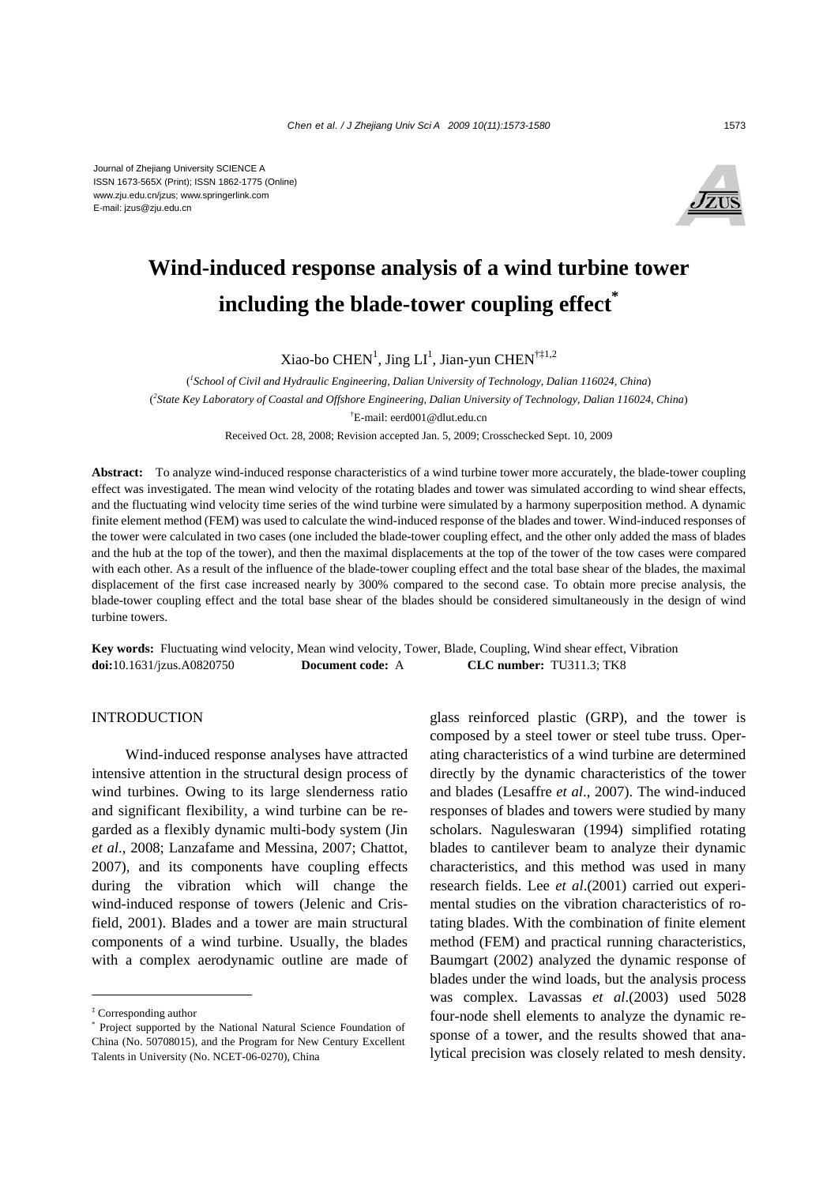Journal of Zhejiang University SCIENCE A
ISSN 1673-565X (Print); ISSN 1862-1775 (Online)
www.zju.edu.cn/jzus; www.springerlink.com
E-mail: jzus@zju.edu.cn

# Wind-induced response analysis of a wind turbine tower including the blade-tower coupling effect*

Xiao-bo CHEN[1], Jing LI[1], Jian-yun CHEN[†‡1,2]

([1]*School of Civil and Hydraulic Engineering, Dalian University of Technology, Dalian 116024, China*)

([2]*State Key Laboratory of Coastal and Offshore Engineering, Dalian University of Technology, Dalian 116024, China*)

[†]E-mail: eerd001@dlut.edu.cn

Received Oct. 28, 2008; Revision accepted Jan. 5, 2009; Crosschecked Sept. 10, 2009

**Abstract:** To analyze wind-induced response characteristics of a wind turbine tower more accurately, the blade-tower coupling effect was investigated. The mean wind velocity of the rotating blades and tower was simulated according to wind shear effects, and the fluctuating wind velocity time series of the wind turbine were simulated by a harmony superposition method. A dynamic finite element method (FEM) was used to calculate the wind-induced response of the blades and tower. Wind-induced responses of the tower were calculated in two cases (one included the blade-tower coupling effect, and the other only added the mass of blades and the hub at the top of the tower), and then the maximal displacements at the top of the tower of the tow cases were compared with each other. As a result of the influence of the blade-tower coupling effect and the total base shear of the blades, the maximal displacement of the first case increased nearly by 300% compared to the second case. To obtain more precise analysis, the blade-tower coupling effect and the total base shear of the blades should be considered simultaneously in the design of wind turbine towers.

**Key words:** Fluctuating wind velocity, Mean wind velocity, Tower, Blade, Coupling, Wind shear effect, Vibration
**doi:**10.1631/jzus.A0820750 **Document code:** A **CLC number:** TU311.3; TK8

## INTRODUCTION

Wind-induced response analyses have attracted intensive attention in the structural design process of wind turbines. Owing to its large slenderness ratio and significant flexibility, a wind turbine can be regarded as a flexibly dynamic multi-body system (Jin *et al*., 2008; Lanzafame and Messina, 2007; Chattot, 2007), and its components have coupling effects during the vibration which will change the wind-induced response of towers (Jelenic and Crisfield, 2001). Blades and a tower are main structural components of a wind turbine. Usually, the blades with a complex aerodynamic outline are made of glass reinforced plastic (GRP), and the tower is composed by a steel tower or steel tube truss. Operating characteristics of a wind turbine are determined directly by the dynamic characteristics of the tower and blades (Lesaffre *et al*., 2007). The wind-induced responses of blades and towers were studied by many scholars. Naguleswaran (1994) simplified rotating blades to cantilever beam to analyze their dynamic characteristics, and this method was used in many research fields. Lee *et al*.(2001) carried out experimental studies on the vibration characteristics of rotating blades. With the combination of finite element method (FEM) and practical running characteristics, Baumgart (2002) analyzed the dynamic response of blades under the wind loads, but the analysis process was complex. Lavassas *et al*.(2003) used 5028 four-node shell elements to analyze the dynamic response of a tower, and the results showed that analytical precision was closely related to mesh density.

---

[‡] Corresponding author

[*] Project supported by the National Natural Science Foundation of China (No. 50708015), and the Program for New Century Excellent Talents in University (No. NCET-06-0270), China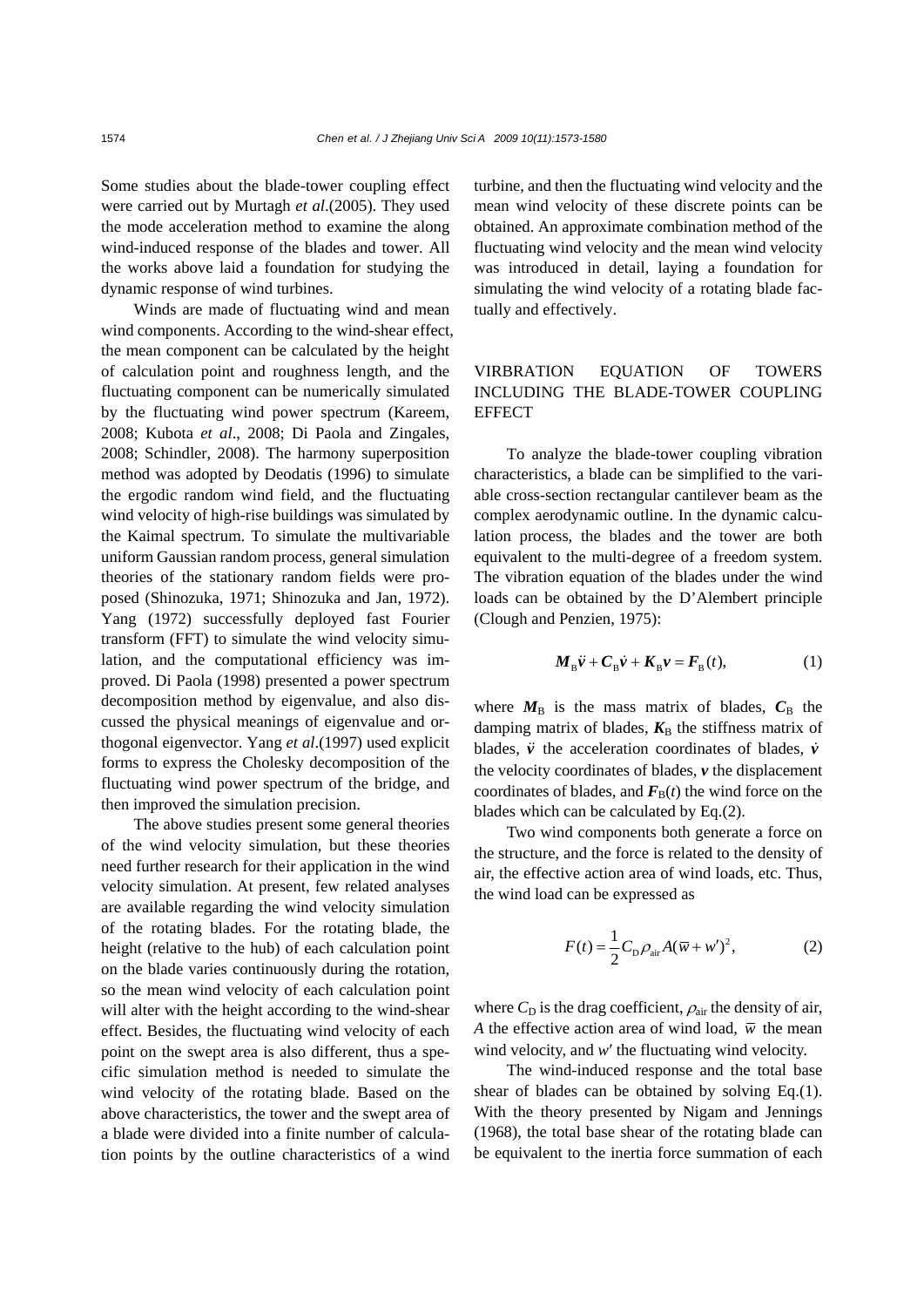Some studies about the blade-tower coupling effect were carried out by Murtagh *et al*.(2005). They used the mode acceleration method to examine the along wind-induced response of the blades and tower. All the works above laid a foundation for studying the dynamic response of wind turbines.

Winds are made of fluctuating wind and mean wind components. According to the wind-shear effect, the mean component can be calculated by the height of calculation point and roughness length, and the fluctuating component can be numerically simulated by the fluctuating wind power spectrum (Kareem, 2008; Kubota *et al*., 2008; Di Paola and Zingales, 2008; Schindler, 2008). The harmony superposition method was adopted by Deodatis (1996) to simulate the ergodic random wind field, and the fluctuating wind velocity of high-rise buildings was simulated by the Kaimal spectrum. To simulate the multivariable uniform Gaussian random process, general simulation theories of the stationary random fields were proposed (Shinozuka, 1971; Shinozuka and Jan, 1972). Yang (1972) successfully deployed fast Fourier transform (FFT) to simulate the wind velocity simulation, and the computational efficiency was improved. Di Paola (1998) presented a power spectrum decomposition method by eigenvalue, and also discussed the physical meanings of eigenvalue and orthogonal eigenvector. Yang *et al*.(1997) used explicit forms to express the Cholesky decomposition of the fluctuating wind power spectrum of the bridge, and then improved the simulation precision.

The above studies present some general theories of the wind velocity simulation, but these theories need further research for their application in the wind velocity simulation. At present, few related analyses are available regarding the wind velocity simulation of the rotating blades. For the rotating blade, the height (relative to the hub) of each calculation point on the blade varies continuously during the rotation, so the mean wind velocity of each calculation point will alter with the height according to the wind-shear effect. Besides, the fluctuating wind velocity of each point on the swept area is also different, thus a specific simulation method is needed to simulate the wind velocity of the rotating blade. Based on the above characteristics, the tower and the swept area of a blade were divided into a finite number of calculation points by the outline characteristics of a wind turbine, and then the fluctuating wind velocity and the mean wind velocity of these discrete points can be obtained. An approximate combination method of the fluctuating wind velocity and the mean wind velocity was introduced in detail, laying a foundation for simulating the wind velocity of a rotating blade factually and effectively.

## VIRBRATION EQUATION OF TOWERS INCLUDING THE BLADE-TOWER COUPLING EFFECT

To analyze the blade-tower coupling vibration characteristics, a blade can be simplified to the variable cross-section rectangular cantilever beam as the complex aerodynamic outline. In the dynamic calculation process, the blades and the tower are both equivalent to the multi-degree of a freedom system. The vibration equation of the blades under the wind loads can be obtained by the D'Alembert principle (Clough and Penzien, 1975):

$$\boldsymbol{M}_{\mathrm{B}}\ddot{\boldsymbol{v}}+\boldsymbol{C}_{\mathrm{B}}\dot{\boldsymbol{v}}+\boldsymbol{K}_{\mathrm{B}}\boldsymbol{v}=\boldsymbol{F}_{\mathrm{B}}(t), \tag{1}$$

where $\boldsymbol{M}_{\mathrm{B}}$ is the mass matrix of blades, $\boldsymbol{C}_{\mathrm{B}}$ the damping matrix of blades, $\boldsymbol{K}_{\mathrm{B}}$ the stiffness matrix of blades, $\ddot{\boldsymbol{v}}$ the acceleration coordinates of blades, $\dot{\boldsymbol{v}}$ the velocity coordinates of blades, $\boldsymbol{v}$ the displacement coordinates of blades, and $\boldsymbol{F}_{\mathrm{B}}(t)$ the wind force on the blades which can be calculated by Eq.(2).

Two wind components both generate a force on the structure, and the force is related to the density of air, the effective action area of wind loads, etc. Thus, the wind load can be expressed as

$$F(t)=\frac{1}{2}C_{\mathrm{D}}\rho_{\mathrm{air}}A(\overline{w}+w')^{2}, \tag{2}$$

where $C_{\mathrm{D}}$ is the drag coefficient, $\rho_{\mathrm{air}}$ the density of air, $A$ the effective action area of wind load, $\overline{w}$ the mean wind velocity, and $w'$ the fluctuating wind velocity.

The wind-induced response and the total base shear of blades can be obtained by solving Eq.(1). With the theory presented by Nigam and Jennings (1968), the total base shear of the rotating blade can be equivalent to the inertia force summation of each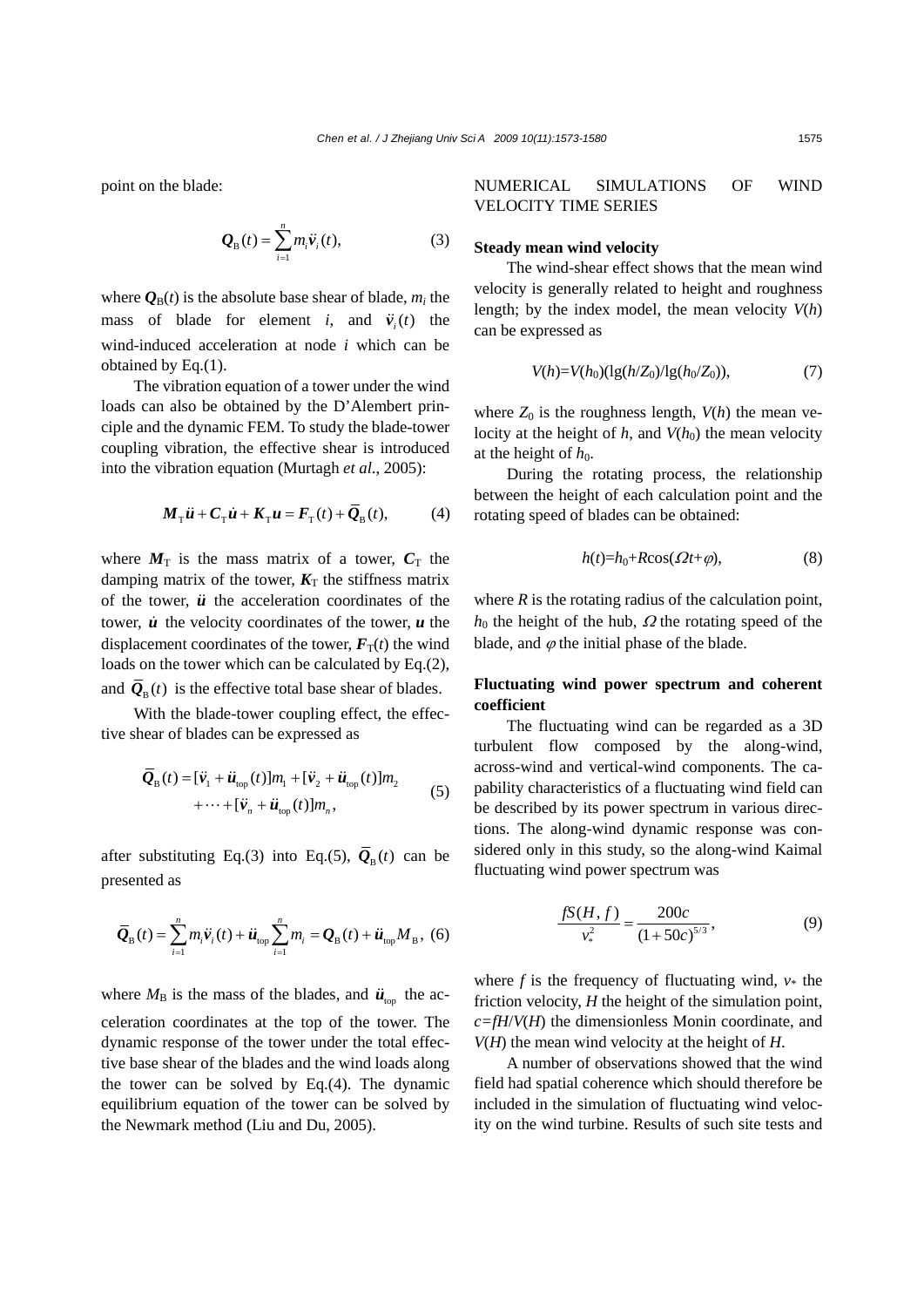point on the blade:

$$\boldsymbol{Q}_{\mathrm{B}}(t)=\sum_{i=1}^{n} m_i \ddot{\boldsymbol{v}}_i(t), \tag{3}$$

where $\boldsymbol{Q}_{\mathrm{B}}(t)$ is the absolute base shear of blade, $m_i$ the mass of blade for element $i$, and $\ddot{\boldsymbol{v}}_i(t)$ the wind-induced acceleration at node $i$ which can be obtained by Eq.(1).

The vibration equation of a tower under the wind loads can also be obtained by the D'Alembert principle and the dynamic FEM. To study the blade-tower coupling vibration, the effective shear is introduced into the vibration equation (Murtagh *et al*., 2005):

$$\boldsymbol{M}_{\mathrm{T}}\ddot{\boldsymbol{u}}+\boldsymbol{C}_{\mathrm{T}}\dot{\boldsymbol{u}}+\boldsymbol{K}_{\mathrm{T}}\boldsymbol{u}=\boldsymbol{F}_{\mathrm{T}}(t)+\overline{\boldsymbol{Q}}_{\mathrm{B}}(t), \tag{4}$$

where $\boldsymbol{M}_{\mathrm{T}}$ is the mass matrix of a tower, $\boldsymbol{C}_{\mathrm{T}}$ the damping matrix of the tower, $\boldsymbol{K}_{\mathrm{T}}$ the stiffness matrix of the tower, $\ddot{\boldsymbol{u}}$ the acceleration coordinates of the tower, $\dot{\boldsymbol{u}}$ the velocity coordinates of the tower, $\boldsymbol{u}$ the displacement coordinates of the tower, $\boldsymbol{F}_{\mathrm{T}}(t)$ the wind loads on the tower which can be calculated by Eq.(2), and $\overline{\boldsymbol{Q}}_{\mathrm{B}}(t)$ is the effective total base shear of blades.

With the blade-tower coupling effect, the effective shear of blades can be expressed as

$$\begin{aligned}\overline{\boldsymbol{Q}}_{\mathrm{B}}(t)&=[\ddot{\boldsymbol{v}}_1+\ddot{\boldsymbol{u}}_{\mathrm{top}}(t)]m_1+[\ddot{\boldsymbol{v}}_2+\ddot{\boldsymbol{u}}_{\mathrm{top}}(t)]m_2\\&\quad+\cdots+[\ddot{\boldsymbol{v}}_n+\ddot{\boldsymbol{u}}_{\mathrm{top}}(t)]m_n,\end{aligned} \tag{5}$$

after substituting Eq.(3) into Eq.(5), $\overline{\boldsymbol{Q}}_{\mathrm{B}}(t)$ can be presented as

$$\overline{\boldsymbol{Q}}_{\mathrm{B}}(t)=\sum_{i=1}^{n} m_i\ddot{\boldsymbol{v}}_i(t)+\ddot{\boldsymbol{u}}_{\mathrm{top}}\sum_{i=1}^{n} m_i=\boldsymbol{Q}_{\mathrm{B}}(t)+\ddot{\boldsymbol{u}}_{\mathrm{top}}M_{\mathrm{B}}, \tag{6}$$

where $M_{\mathrm{B}}$ is the mass of the blades, and $\ddot{\boldsymbol{u}}_{\mathrm{top}}$ the acceleration coordinates at the top of the tower. The dynamic response of the tower under the total effective base shear of the blades and the wind loads along the tower can be solved by Eq.(4). The dynamic equilibrium equation of the tower can be solved by the Newmark method (Liu and Du, 2005).

## NUMERICAL SIMULATIONS OF WIND VELOCITY TIME SERIES

### Steady mean wind velocity

The wind-shear effect shows that the mean wind velocity is generally related to height and roughness length; by the index model, the mean velocity $V(h)$ can be expressed as

$$V(h)=V(h_0)(\lg(h/Z_0)/\lg(h_0/Z_0)), \tag{7}$$

where $Z_0$ is the roughness length, $V(h)$ the mean velocity at the height of $h$, and $V(h_0)$ the mean velocity at the height of $h_0$.

During the rotating process, the relationship between the height of each calculation point and the rotating speed of blades can be obtained:

$$h(t)=h_0+R\cos(\Omega t+\varphi), \tag{8}$$

where $R$ is the rotating radius of the calculation point, $h_0$ the height of the hub, $\Omega$ the rotating speed of the blade, and $\varphi$ the initial phase of the blade.

### Fluctuating wind power spectrum and coherent coefficient

The fluctuating wind can be regarded as a 3D turbulent flow composed by the along-wind, across-wind and vertical-wind components. The capability characteristics of a fluctuating wind field can be described by its power spectrum in various directions. The along-wind dynamic response was considered only in this study, so the along-wind Kaimal fluctuating wind power spectrum was

$$\frac{fS(H,f)}{v_*^2}=\frac{200c}{(1+50c)^{5/3}}, \tag{9}$$

where $f$ is the frequency of fluctuating wind, $v_*$ the friction velocity, $H$ the height of the simulation point, $c=fH/V(H)$ the dimensionless Monin coordinate, and $V(H)$ the mean wind velocity at the height of $H$.

A number of observations showed that the wind field had spatial coherence which should therefore be included in the simulation of fluctuating wind velocity on the wind turbine. Results of such site tests and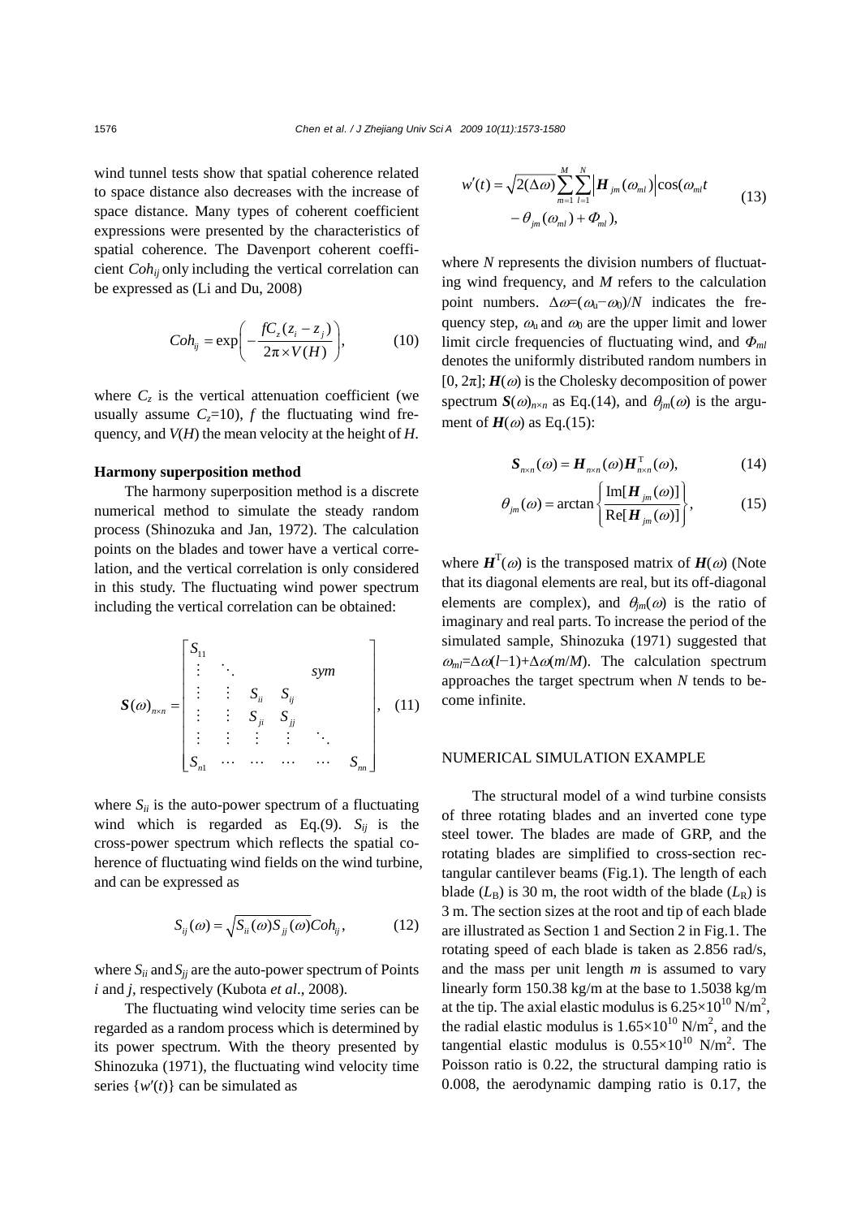wind tunnel tests show that spatial coherence related to space distance also decreases with the increase of space distance. Many types of coherent coefficient expressions were presented by the characteristics of spatial coherence. The Davenport coherent coefficient $Coh_{ij}$ only including the vertical correlation can be expressed as (Li and Du, 2008)

$$Coh_{ij} = \exp\left(-\frac{fC_z(z_i - z_j)}{2\pi \times V(H)}\right), \tag{10}$$

where $C_z$ is the vertical attenuation coefficient (we usually assume $C_z$=10), $f$ the fluctuating wind frequency, and $V(H)$ the mean velocity at the height of $H$.

**Harmony superposition method**

The harmony superposition method is a discrete numerical method to simulate the steady random process (Shinozuka and Jan, 1972). The calculation points on the blades and tower have a vertical correlation, and the vertical correlation is only considered in this study. The fluctuating wind power spectrum including the vertical correlation can be obtained:

$$\boldsymbol{S}(\omega)_{n\times n} = \begin{bmatrix} S_{11} & & & & & \\ \vdots & \ddots & & & sym & \\ \vdots & \vdots & S_{ii} & S_{ij} & & \\ \vdots & \vdots & S_{ji} & S_{jj} & & \\ \vdots & \vdots & \vdots & \vdots & \ddots & \\ S_{n1} & \cdots & \cdots & \cdots & \cdots & S_{nn} \end{bmatrix}, \tag{11}$$

where $S_{ii}$ is the auto-power spectrum of a fluctuating wind which is regarded as Eq.(9). $S_{ij}$ is the cross-power spectrum which reflects the spatial coherence of fluctuating wind fields on the wind turbine, and can be expressed as

$$S_{ij}(\omega) = \sqrt{S_{ii}(\omega)S_{jj}(\omega)}Coh_{ij}, \tag{12}$$

where $S_{ii}$ and $S_{jj}$ are the auto-power spectrum of Points $i$ and $j$, respectively (Kubota *et al*., 2008).

The fluctuating wind velocity time series can be regarded as a random process which is determined by its power spectrum. With the theory presented by Shinozuka (1971), the fluctuating wind velocity time series $\{w'(t)\}$ can be simulated as

$$w'(t) = \sqrt{2(\Delta\omega)}\sum_{m=1}^{M}\sum_{l=1}^{N}\left|\boldsymbol{H}_{jm}(\omega_{ml})\right|\cos(\omega_{ml}t - \theta_{jm}(\omega_{ml}) + \Phi_{ml}), \tag{13}$$

where $N$ represents the division numbers of fluctuating wind frequency, and $M$ refers to the calculation point numbers. $\Delta\omega=(\omega_u-\omega_0)/N$ indicates the frequency step, $\omega_u$ and $\omega_0$ are the upper limit and lower limit circle frequencies of fluctuating wind, and $\Phi_{ml}$ denotes the uniformly distributed random numbers in [0, 2π]; $\boldsymbol{H}(\omega)$ is the Cholesky decomposition of power spectrum $\boldsymbol{S}(\omega)_{n\times n}$ as Eq.(14), and $\theta_{jm}(\omega)$ is the argument of $\boldsymbol{H}(\omega)$ as Eq.(15):

$$\boldsymbol{S}_{n\times n}(\omega) = \boldsymbol{H}_{n\times n}(\omega)\boldsymbol{H}^{\mathrm{T}}_{n\times n}(\omega), \tag{14}$$

$$\theta_{jm}(\omega) = \arctan\left\{\frac{\mathrm{Im}[\boldsymbol{H}_{jm}(\omega)]}{\mathrm{Re}[\boldsymbol{H}_{jm}(\omega)]}\right\}, \tag{15}$$

where $\boldsymbol{H}^{\mathrm{T}}(\omega)$ is the transposed matrix of $\boldsymbol{H}(\omega)$ (Note that its diagonal elements are real, but its off-diagonal elements are complex), and $\theta_{jm}(\omega)$ is the ratio of imaginary and real parts. To increase the period of the simulated sample, Shinozuka (1971) suggested that $\omega_{ml}=\Delta\omega(l-1)+\Delta\omega(m/M)$. The calculation spectrum approaches the target spectrum when $N$ tends to become infinite.

## NUMERICAL SIMULATION EXAMPLE

The structural model of a wind turbine consists of three rotating blades and an inverted cone type steel tower. The blades are made of GRP, and the rotating blades are simplified to cross-section rectangular cantilever beams (Fig.1). The length of each blade ($L_B$) is 30 m, the root width of the blade ($L_R$) is 3 m. The section sizes at the root and tip of each blade are illustrated as Section 1 and Section 2 in Fig.1. The rotating speed of each blade is taken as 2.856 rad/s, and the mass per unit length $m$ is assumed to vary linearly form 150.38 kg/m at the base to 1.5038 kg/m at the tip. The axial elastic modulus is $6.25\times10^{10}$ N/m$^2$, the radial elastic modulus is $1.65\times10^{10}$ N/m$^2$, and the tangential elastic modulus is $0.55\times10^{10}$ N/m$^2$. The Poisson ratio is 0.22, the structural damping ratio is 0.008, the aerodynamic damping ratio is 0.17, the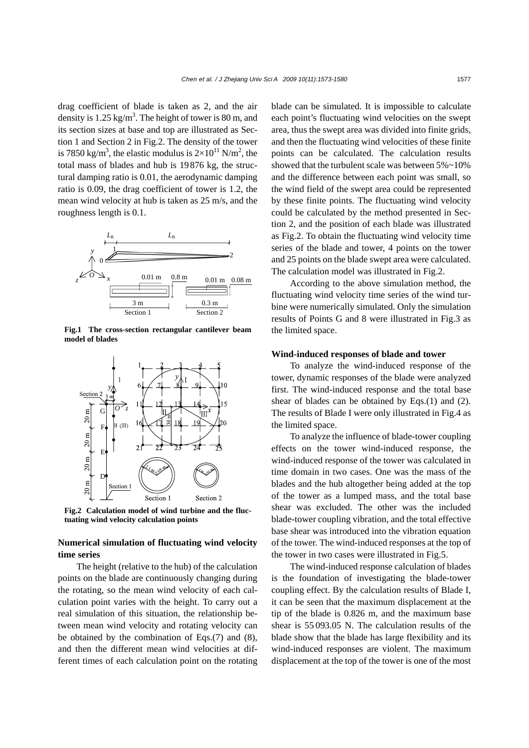drag coefficient of blade is taken as 2, and the air density is 1.25 kg/m$^3$. The height of tower is 80 m, and its section sizes at base and top are illustrated as Section 1 and Section 2 in Fig.2. The density of the tower is 7850 kg/m$^3$, the elastic modulus is $2\times10^{11}$ N/m$^2$, the total mass of blades and hub is 19 876 kg, the structural damping ratio is 0.01, the aerodynamic damping ratio is 0.09, the drag coefficient of tower is 1.2, the mean wind velocity at hub is taken as 25 m/s, and the roughness length is 0.1.

**Fig.1 The cross-section rectangular cantilever beam model of blades**

**Fig.2 Calculation model of wind turbine and the fluctuating wind velocity calculation points**

## Numerical simulation of fluctuating wind velocity time series

The height (relative to the hub) of the calculation points on the blade are continuously changing during the rotating, so the mean wind velocity of each calculation point varies with the height. To carry out a real simulation of this situation, the relationship between mean wind velocity and rotating velocity can be obtained by the combination of Eqs.(7) and (8), and then the different mean wind velocities at different times of each calculation point on the rotating blade can be simulated. It is impossible to calculate each point's fluctuating wind velocities on the swept area, thus the swept area was divided into finite grids, and then the fluctuating wind velocities of these finite points can be calculated. The calculation results showed that the turbulent scale was between 5%~10% and the difference between each point was small, so the wind field of the swept area could be represented by these finite points. The fluctuating wind velocity could be calculated by the method presented in Section 2, and the position of each blade was illustrated as Fig.2. To obtain the fluctuating wind velocity time series of the blade and tower, 4 points on the tower and 25 points on the blade swept area were calculated. The calculation model was illustrated in Fig.2.

According to the above simulation method, the fluctuating wind velocity time series of the wind turbine were numerically simulated. Only the simulation results of Points G and 8 were illustrated in Fig.3 as the limited space.

### Wind-induced responses of blade and tower

To analyze the wind-induced response of the tower, dynamic responses of the blade were analyzed first. The wind-induced response and the total base shear of blades can be obtained by Eqs.(1) and (2). The results of Blade I were only illustrated in Fig.4 as the limited space.

To analyze the influence of blade-tower coupling effects on the tower wind-induced response, the wind-induced response of the tower was calculated in time domain in two cases. One was the mass of the blades and the hub altogether being added at the top of the tower as a lumped mass, and the total base shear was excluded. The other was the included blade-tower coupling vibration, and the total effective base shear was introduced into the vibration equation of the tower. The wind-induced responses at the top of the tower in two cases were illustrated in Fig.5.

The wind-induced response calculation of blades is the foundation of investigating the blade-tower coupling effect. By the calculation results of Blade I, it can be seen that the maximum displacement at the tip of the blade is 0.826 m, and the maximum base shear is 55 093.05 N. The calculation results of the blade show that the blade has large flexibility and its wind-induced responses are violent. The maximum displacement at the top of the tower is one of the most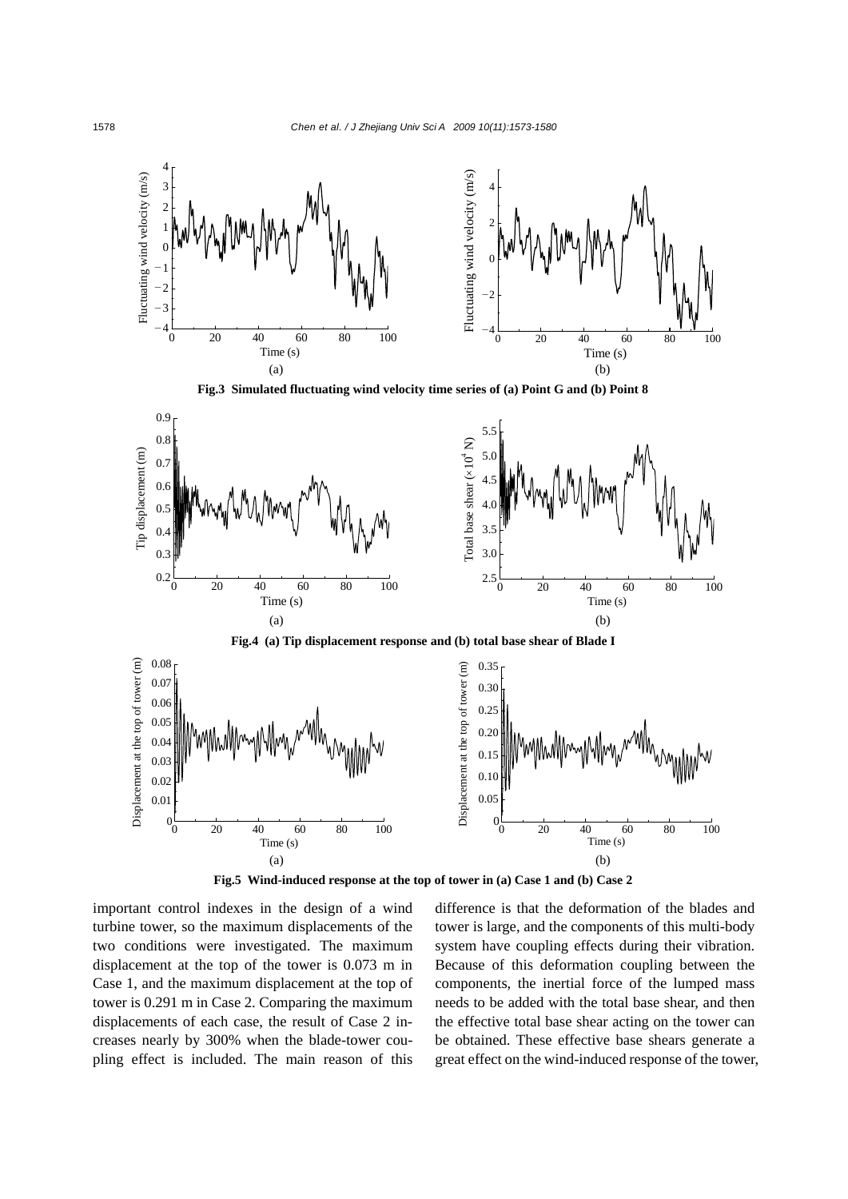Fig.3 Simulated fluctuating wind velocity time series of (a) Point G and (b) Point 8

Fig.4 (a) Tip displacement response and (b) total base shear of Blade I

Fig.5 Wind-induced response at the top of tower in (a) Case 1 and (b) Case 2

important control indexes in the design of a wind turbine tower, so the maximum displacements of the two conditions were investigated. The maximum displacement at the top of the tower is 0.073 m in Case 1, and the maximum displacement at the top of tower is 0.291 m in Case 2. Comparing the maximum displacements of each case, the result of Case 2 increases nearly by 300% when the blade-tower coupling effect is included. The main reason of this difference is that the deformation of the blades and tower is large, and the components of this multi-body system have coupling effects during their vibration. Because of this deformation coupling between the components, the inertial force of the lumped mass needs to be added with the total base shear, and then the effective total base shear acting on the tower can be obtained. These effective base shears generate a great effect on the wind-induced response of the tower,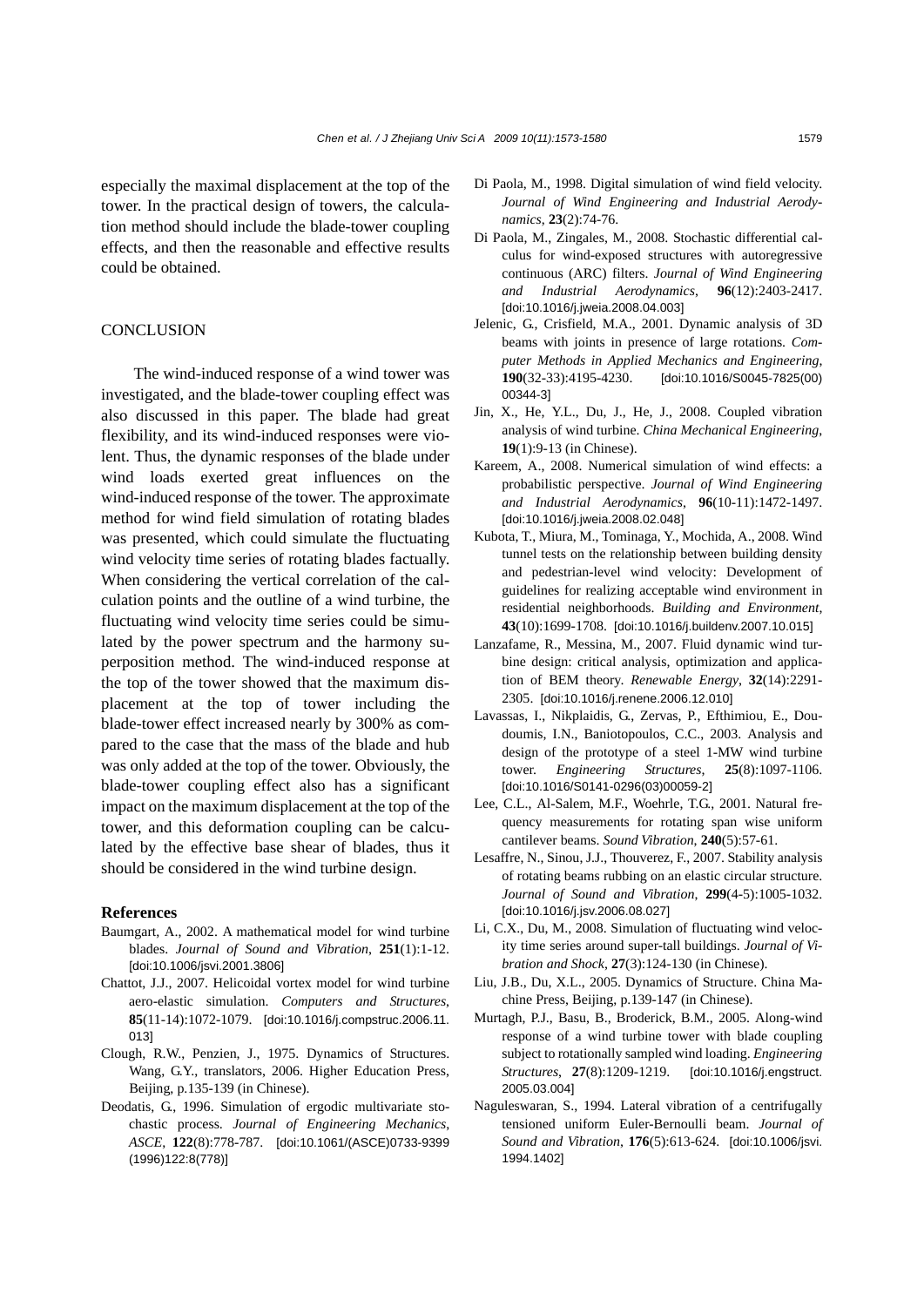especially the maximal displacement at the top of the tower. In the practical design of towers, the calculation method should include the blade-tower coupling effects, and then the reasonable and effective results could be obtained.

## CONCLUSION

The wind-induced response of a wind tower was investigated, and the blade-tower coupling effect was also discussed in this paper. The blade had great flexibility, and its wind-induced responses were violent. Thus, the dynamic responses of the blade under wind loads exerted great influences on the wind-induced response of the tower. The approximate method for wind field simulation of rotating blades was presented, which could simulate the fluctuating wind velocity time series of rotating blades factually. When considering the vertical correlation of the calculation points and the outline of a wind turbine, the fluctuating wind velocity time series could be simulated by the power spectrum and the harmony superposition method. The wind-induced response at the top of the tower showed that the maximum displacement at the top of tower including the blade-tower effect increased nearly by 300% as compared to the case that the mass of the blade and hub was only added at the top of the tower. Obviously, the blade-tower coupling effect also has a significant impact on the maximum displacement at the top of the tower, and this deformation coupling can be calculated by the effective base shear of blades, thus it should be considered in the wind turbine design.

### References

Baumgart, A., 2002. A mathematical model for wind turbine blades. *Journal of Sound and Vibration*, **251**(1):1-12. [doi:10.1006/jsvi.2001.3806]

Chattot, J.J., 2007. Helicoidal vortex model for wind turbine aero-elastic simulation. *Computers and Structures*, **85**(11-14):1072-1079. [doi:10.1016/j.compstruc.2006.11.013]

Clough, R.W., Penzien, J., 1975. Dynamics of Structures. Wang, G.Y., translators, 2006. Higher Education Press, Beijing, p.135-139 (in Chinese).

Deodatis, G., 1996. Simulation of ergodic multivariate stochastic process. *Journal of Engineering Mechanics, ASCE*, **122**(8):778-787. [doi:10.1061/(ASCE)0733-9399(1996)122:8(778)]

Di Paola, M., 1998. Digital simulation of wind field velocity. *Journal of Wind Engineering and Industrial Aerodynamics*, **23**(2):74-76.

Di Paola, M., Zingales, M., 2008. Stochastic differential calculus for wind-exposed structures with autoregressive continuous (ARC) filters. *Journal of Wind Engineering and Industrial Aerodynamics*, **96**(12):2403-2417. [doi:10.1016/j.jweia.2008.04.003]

Jelenic, G., Crisfield, M.A., 2001. Dynamic analysis of 3D beams with joints in presence of large rotations. *Computer Methods in Applied Mechanics and Engineering*, **190**(32-33):4195-4230. [doi:10.1016/S0045-7825(00)00344-3]

Jin, X., He, Y.L., Du, J., He, J., 2008. Coupled vibration analysis of wind turbine. *China Mechanical Engineering*, **19**(1):9-13 (in Chinese).

Kareem, A., 2008. Numerical simulation of wind effects: a probabilistic perspective. *Journal of Wind Engineering and Industrial Aerodynamics*, **96**(10-11):1472-1497. [doi:10.1016/j.jweia.2008.02.048]

Kubota, T., Miura, M., Tominaga, Y., Mochida, A., 2008. Wind tunnel tests on the relationship between building density and pedestrian-level wind velocity: Development of guidelines for realizing acceptable wind environment in residential neighborhoods. *Building and Environment*, **43**(10):1699-1708. [doi:10.1016/j.buildenv.2007.10.015]

Lanzafame, R., Messina, M., 2007. Fluid dynamic wind turbine design: critical analysis, optimization and application of BEM theory. *Renewable Energy*, **32**(14):2291-2305. [doi:10.1016/j.renene.2006.12.010]

Lavassas, I., Nikplaidis, G., Zervas, P., Efthimiou, E., Doudoumis, I.N., Baniotopoulos, C.C., 2003. Analysis and design of the prototype of a steel 1-MW wind turbine tower. *Engineering Structures*, **25**(8):1097-1106. [doi:10.1016/S0141-0296(03)00059-2]

Lee, C.L., Al-Salem, M.F., Woehrle, T.G., 2001. Natural frequency measurements for rotating span wise uniform cantilever beams. *Sound Vibration*, **240**(5):57-61.

Lesaffre, N., Sinou, J.J., Thouverez, F., 2007. Stability analysis of rotating beams rubbing on an elastic circular structure. *Journal of Sound and Vibration*, **299**(4-5):1005-1032. [doi:10.1016/j.jsv.2006.08.027]

Li, C.X., Du, M., 2008. Simulation of fluctuating wind velocity time series around super-tall buildings. *Journal of Vibration and Shock*, **27**(3):124-130 (in Chinese).

Liu, J.B., Du, X.L., 2005. Dynamics of Structure. China Machine Press, Beijing, p.139-147 (in Chinese).

Murtagh, P.J., Basu, B., Broderick, B.M., 2005. Along-wind response of a wind turbine tower with blade coupling subject to rotationally sampled wind loading. *Engineering Structures*, **27**(8):1209-1219. [doi:10.1016/j.engstruct.2005.03.004]

Naguleswaran, S., 1994. Lateral vibration of a centrifugally tensioned uniform Euler-Bernoulli beam. *Journal of Sound and Vibration*, **176**(5):613-624. [doi:10.1006/jsvi.1994.1402]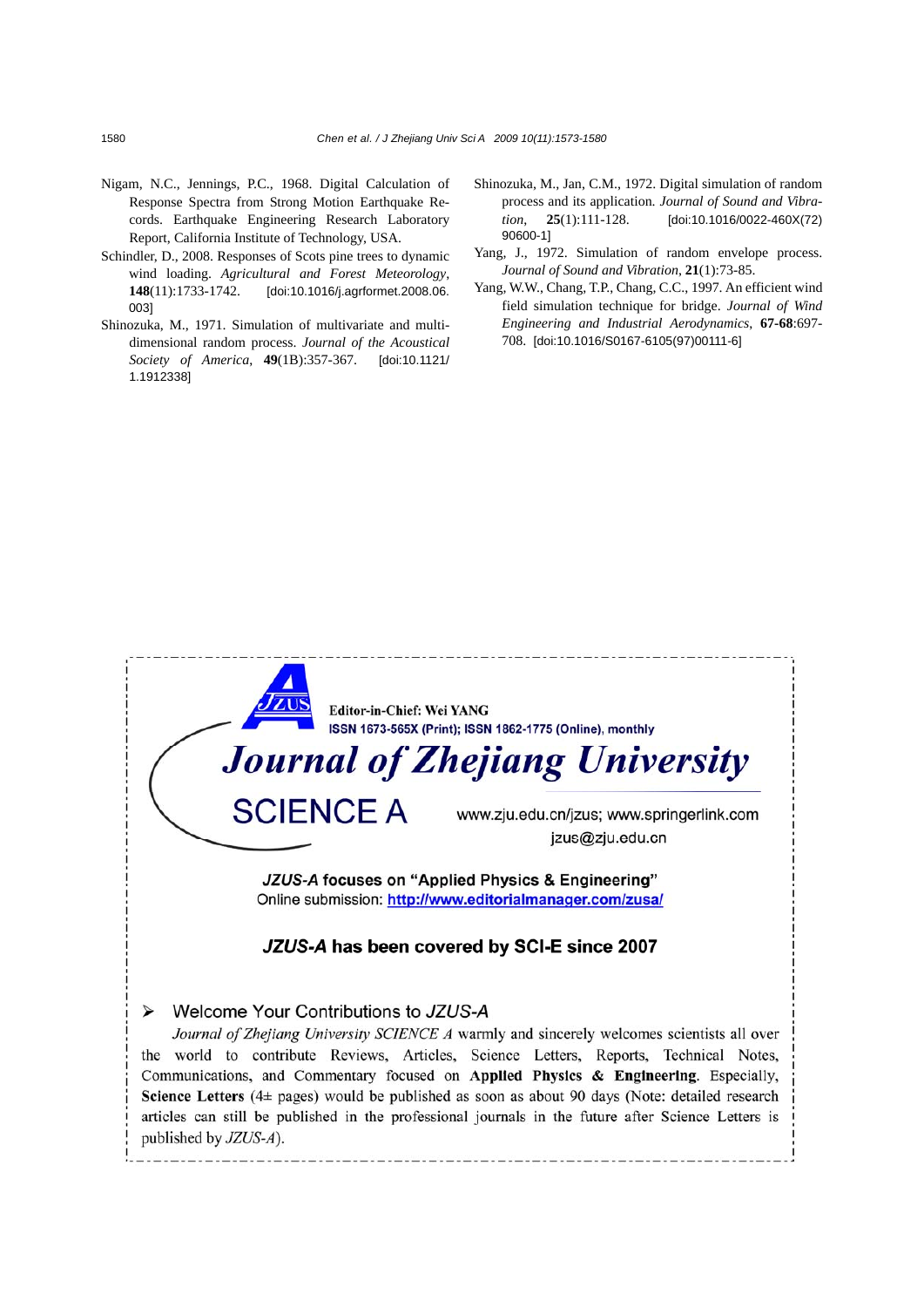Nigam, N.C., Jennings, P.C., 1968. Digital Calculation of Response Spectra from Strong Motion Earthquake Records. Earthquake Engineering Research Laboratory Report, California Institute of Technology, USA.

Schindler, D., 2008. Responses of Scots pine trees to dynamic wind loading. *Agricultural and Forest Meteorology*, **148**(11):1733-1742. [doi:10.1016/j.agrformet.2008.06.003]

Shinozuka, M., 1971. Simulation of multivariate and multidimensional random process. *Journal of the Acoustical Society of America*, **49**(1B):357-367. [doi:10.1121/1.1912338]

Shinozuka, M., Jan, C.M., 1972. Digital simulation of random process and its application. *Journal of Sound and Vibration*, **25**(1):111-128. [doi:10.1016/0022-460X(72)90600-1]

Yang, J., 1972. Simulation of random envelope process. *Journal of Sound and Vibration*, **21**(1):73-85.

Yang, W.W., Chang, T.P., Chang, C.C., 1997. An efficient wind field simulation technique for bridge. *Journal of Wind Engineering and Industrial Aerodynamics*, **67-68**:697-708. [doi:10.1016/S0167-6105(97)00111-6]

---

**Editor-in-Chief: Wei YANG**

**ISSN 1673-565X (Print); ISSN 1862-1775 (Online), monthly**

# *Journal of Zhejiang University* SCIENCE A

www.zju.edu.cn/jzus; www.springerlink.com

jzus@zju.edu.cn

***JZUS-A*** **focuses on "Applied Physics & Engineering"**

Online submission: http://www.editorialmanager.com/zusa/

### *JZUS-A* has been covered by SCI-E since 2007

- Welcome Your Contributions to *JZUS-A*

*Journal of Zhejiang University SCIENCE A* warmly and sincerely welcomes scientists all over the world to contribute Reviews, Articles, Science Letters, Reports, Technical Notes, Communications, and Commentary focused on **Applied Physics & Engineering**. Especially, **Science Letters** (4± pages) would be published as soon as about 90 days (Note: detailed research articles can still be published in the professional journals in the future after Science Letters is published by *JZUS-A*).